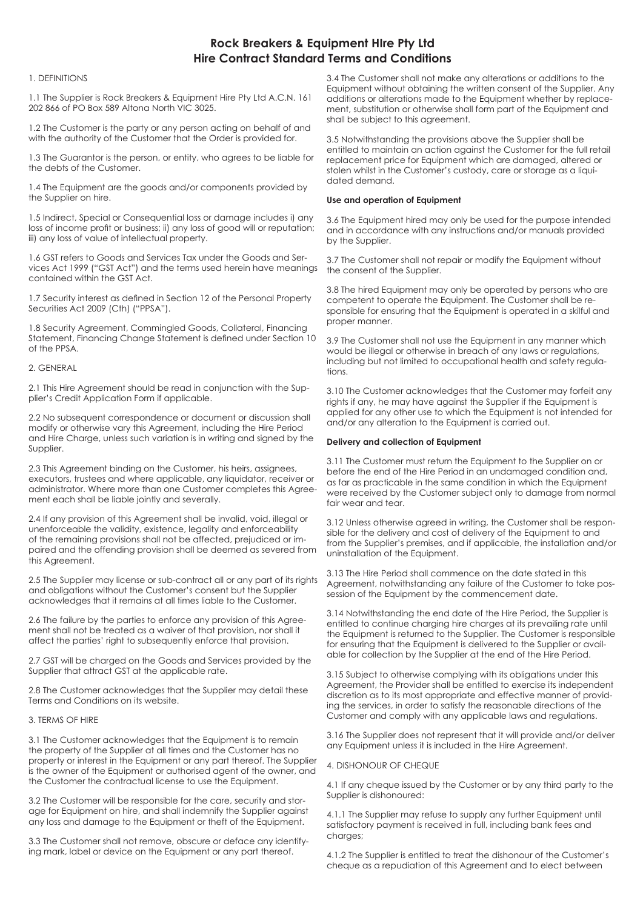# Rock Breakers & Equipment HIre Pty Ltd
# Hire Contract Standard Terms and Conditions

1. DEFINITIONS

1.1 The Supplier is Rock Breakers & Equipment Hire Pty Ltd A.C.N. 161 202 866 of PO Box 589 Altona North VIC 3025.

1.2 The Customer is the party or any person acting on behalf of and with the authority of the Customer that the Order is provided for.

1.3 The Guarantor is the person, or entity, who agrees to be liable for the debts of the Customer.

1.4 The Equipment are the goods and/or components provided by the Supplier on hire.

1.5 Indirect, Special or Consequential loss or damage includes i) any loss of income profit or business; ii) any loss of good will or reputation; iii) any loss of value of intellectual property.

1.6 GST refers to Goods and Services Tax under the Goods and Services Act 1999 ("GST Act") and the terms used herein have meanings contained within the GST Act.

1.7 Security interest as defined in Section 12 of the Personal Property Securities Act 2009 (Cth) ("PPSA").

1.8 Security Agreement, Commingled Goods, Collateral, Financing Statement, Financing Change Statement is defined under Section 10 of the PPSA.

2. GENERAL

2.1 This Hire Agreement should be read in conjunction with the Supplier's Credit Application Form if applicable.

2.2 No subsequent correspondence or document or discussion shall modify or otherwise vary this Agreement, including the Hire Period and Hire Charge, unless such variation is in writing and signed by the Supplier.

2.3 This Agreement binding on the Customer, his heirs, assignees, executors, trustees and where applicable, any liquidator, receiver or administrator. Where more than one Customer completes this Agreement each shall be liable jointly and severally.

2.4 If any provision of this Agreement shall be invalid, void, illegal or unenforceable the validity, existence, legality and enforceability of the remaining provisions shall not be affected, prejudiced or impaired and the offending provision shall be deemed as severed from this Agreement.

2.5 The Supplier may license or sub-contract all or any part of its rights and obligations without the Customer's consent but the Supplier acknowledges that it remains at all times liable to the Customer.

2.6 The failure by the parties to enforce any provision of this Agreement shall not be treated as a waiver of that provision, nor shall it affect the parties' right to subsequently enforce that provision.

2.7 GST will be charged on the Goods and Services provided by the Supplier that attract GST at the applicable rate.

2.8 The Customer acknowledges that the Supplier may detail these Terms and Conditions on its website.

3. TERMS OF HIRE

3.1 The Customer acknowledges that the Equipment is to remain the property of the Supplier at all times and the Customer has no property or interest in the Equipment or any part thereof. The Supplier is the owner of the Equipment or authorised agent of the owner, and the Customer the contractual license to use the Equipment.

3.2 The Customer will be responsible for the care, security and storage for Equipment on hire, and shall indemnify the Supplier against any loss and damage to the Equipment or theft of the Equipment.

3.3 The Customer shall not remove, obscure or deface any identifying mark, label or device on the Equipment or any part thereof.

3.4 The Customer shall not make any alterations or additions to the Equipment without obtaining the written consent of the Supplier. Any additions or alterations made to the Equipment whether by replacement, substitution or otherwise shall form part of the Equipment and shall be subject to this agreement.

3.5 Notwithstanding the provisions above the Supplier shall be entitled to maintain an action against the Customer for the full retail replacement price for Equipment which are damaged, altered or stolen whilst in the Customer's custody, care or storage as a liquidated demand.

**Use and operation of Equipment**

3.6 The Equipment hired may only be used for the purpose intended and in accordance with any instructions and/or manuals provided by the Supplier.

3.7 The Customer shall not repair or modify the Equipment without the consent of the Supplier.

3.8 The hired Equipment may only be operated by persons who are competent to operate the Equipment. The Customer shall be responsible for ensuring that the Equipment is operated in a skilful and proper manner.

3.9 The Customer shall not use the Equipment in any manner which would be illegal or otherwise in breach of any laws or regulations, including but not limited to occupational health and safety regulations.

3.10 The Customer acknowledges that the Customer may forfeit any rights if any, he may have against the Supplier if the Equipment is applied for any other use to which the Equipment is not intended for and/or any alteration to the Equipment is carried out.

**Delivery and collection of Equipment**

3.11 The Customer must return the Equipment to the Supplier on or before the end of the Hire Period in an undamaged condition and, as far as practicable in the same condition in which the Equipment were received by the Customer subject only to damage from normal fair wear and tear.

3.12 Unless otherwise agreed in writing, the Customer shall be responsible for the delivery and cost of delivery of the Equipment to and from the Supplier's premises, and if applicable, the installation and/or uninstallation of the Equipment.

3.13 The Hire Period shall commence on the date stated in this Agreement, notwithstanding any failure of the Customer to take possession of the Equipment by the commencement date.

3.14 Notwithstanding the end date of the Hire Period, the Supplier is entitled to continue charging hire charges at its prevailing rate until the Equipment is returned to the Supplier. The Customer is responsible for ensuring that the Equipment is delivered to the Supplier or available for collection by the Supplier at the end of the Hire Period.

3.15 Subject to otherwise complying with its obligations under this Agreement, the Provider shall be entitled to exercise its independent discretion as to its most appropriate and effective manner of providing the services, in order to satisfy the reasonable directions of the Customer and comply with any applicable laws and regulations.

3.16 The Supplier does not represent that it will provide and/or deliver any Equipment unless it is included in the Hire Agreement.

4. DISHONOUR OF CHEQUE

4.1 If any cheque issued by the Customer or by any third party to the Supplier is dishonoured:

4.1.1 The Supplier may refuse to supply any further Equipment until satisfactory payment is received in full, including bank fees and charges;

4.1.2 The Supplier is entitled to treat the dishonour of the Customer's cheque as a repudiation of this Agreement and to elect between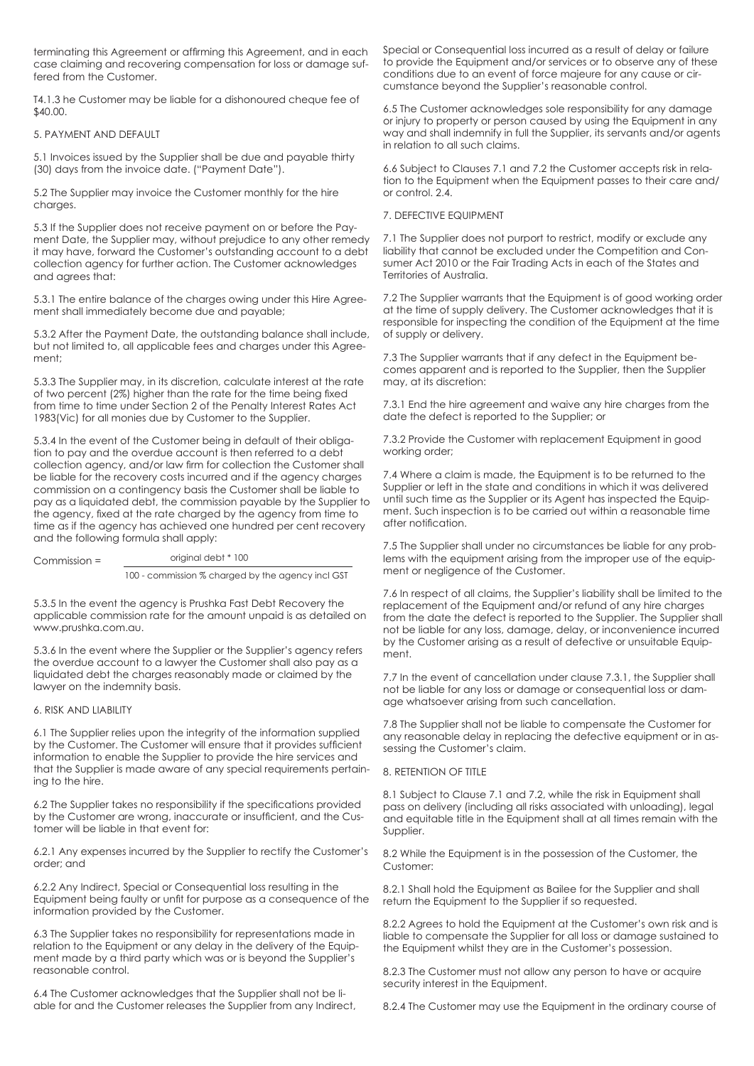terminating this Agreement or affirming this Agreement, and in each case claiming and recovering compensation for loss or damage suffered from the Customer.

T4.1.3 he Customer may be liable for a dishonoured cheque fee of $40.00.

5. PAYMENT AND DEFAULT

5.1 Invoices issued by the Supplier shall be due and payable thirty (30) days from the invoice date. ("Payment Date").

5.2 The Supplier may invoice the Customer monthly for the hire charges.

5.3 If the Supplier does not receive payment on or before the Payment Date, the Supplier may, without prejudice to any other remedy it may have, forward the Customer's outstanding account to a debt collection agency for further action. The Customer acknowledges and agrees that:

5.3.1 The entire balance of the charges owing under this Hire Agreement shall immediately become due and payable;

5.3.2 After the Payment Date, the outstanding balance shall include, but not limited to, all applicable fees and charges under this Agreement;

5.3.3 The Supplier may, in its discretion, calculate interest at the rate of two percent (2%) higher than the rate for the time being fixed from time to time under Section 2 of the Penalty Interest Rates Act 1983(Vic) for all monies due by Customer to the Supplier.

5.3.4 In the event of the Customer being in default of their obligation to pay and the overdue account is then referred to a debt collection agency, and/or law firm for collection the Customer shall be liable for the recovery costs incurred and if the agency charges commission on a contingency basis the Customer shall be liable to pay as a liquidated debt, the commission payable by the Supplier to the agency, fixed at the rate charged by the agency from time to time as if the agency has achieved one hundred per cent recovery and the following formula shall apply:

$$\text{Commission} = \frac{\text{original debt} * 100}{100 - \text{commission \% charged by the agency incl GST}}$$

5.3.5 In the event the agency is Prushka Fast Debt Recovery the applicable commission rate for the amount unpaid is as detailed on www.prushka.com.au.

5.3.6 In the event where the Supplier or the Supplier's agency refers the overdue account to a lawyer the Customer shall also pay as a liquidated debt the charges reasonably made or claimed by the lawyer on the indemnity basis.

6. RISK AND LIABILITY

6.1 The Supplier relies upon the integrity of the information supplied by the Customer. The Customer will ensure that it provides sufficient information to enable the Supplier to provide the hire services and that the Supplier is made aware of any special requirements pertaining to the hire.

6.2 The Supplier takes no responsibility if the specifications provided by the Customer are wrong, inaccurate or insufficient, and the Customer will be liable in that event for:

6.2.1 Any expenses incurred by the Supplier to rectify the Customer's order; and

6.2.2 Any Indirect, Special or Consequential loss resulting in the Equipment being faulty or unfit for purpose as a consequence of the information provided by the Customer.

6.3 The Supplier takes no responsibility for representations made in relation to the Equipment or any delay in the delivery of the Equipment made by a third party which was or is beyond the Supplier's reasonable control.

6.4 The Customer acknowledges that the Supplier shall not be liable for and the Customer releases the Supplier from any Indirect, Special or Consequential loss incurred as a result of delay or failure to provide the Equipment and/or services or to observe any of these conditions due to an event of force majeure for any cause or circumstance beyond the Supplier's reasonable control.

6.5 The Customer acknowledges sole responsibility for any damage or injury to property or person caused by using the Equipment in any way and shall indemnify in full the Supplier, its servants and/or agents in relation to all such claims.

6.6 Subject to Clauses 7.1 and 7.2 the Customer accepts risk in relation to the Equipment when the Equipment passes to their care and/or control. 2.4.

7. DEFECTIVE EQUIPMENT

7.1 The Supplier does not purport to restrict, modify or exclude any liability that cannot be excluded under the Competition and Consumer Act 2010 or the Fair Trading Acts in each of the States and Territories of Australia.

7.2 The Supplier warrants that the Equipment is of good working order at the time of supply delivery. The Customer acknowledges that it is responsible for inspecting the condition of the Equipment at the time of supply or delivery.

7.3 The Supplier warrants that if any defect in the Equipment becomes apparent and is reported to the Supplier, then the Supplier may, at its discretion:

7.3.1 End the hire agreement and waive any hire charges from the date the defect is reported to the Supplier; or

7.3.2 Provide the Customer with replacement Equipment in good working order;

7.4 Where a claim is made, the Equipment is to be returned to the Supplier or left in the state and conditions in which it was delivered until such time as the Supplier or its Agent has inspected the Equipment. Such inspection is to be carried out within a reasonable time after notification.

7.5 The Supplier shall under no circumstances be liable for any problems with the equipment arising from the improper use of the equipment or negligence of the Customer.

7.6 In respect of all claims, the Supplier's liability shall be limited to the replacement of the Equipment and/or refund of any hire charges from the date the defect is reported to the Supplier. The Supplier shall not be liable for any loss, damage, delay, or inconvenience incurred by the Customer arising as a result of defective or unsuitable Equipment.

7.7 In the event of cancellation under clause 7.3.1, the Supplier shall not be liable for any loss or damage or consequential loss or damage whatsoever arising from such cancellation.

7.8 The Supplier shall not be liable to compensate the Customer for any reasonable delay in replacing the defective equipment or in assessing the Customer's claim.

8. RETENTION OF TITLE

8.1 Subject to Clause 7.1 and 7.2, while the risk in Equipment shall pass on delivery (including all risks associated with unloading), legal and equitable title in the Equipment shall at all times remain with the Supplier.

8.2 While the Equipment is in the possession of the Customer, the Customer:

8.2.1 Shall hold the Equipment as Bailee for the Supplier and shall return the Equipment to the Supplier if so requested.

8.2.2 Agrees to hold the Equipment at the Customer's own risk and is liable to compensate the Supplier for all loss or damage sustained to the Equipment whilst they are in the Customer's possession.

8.2.3 The Customer must not allow any person to have or acquire security interest in the Equipment.

8.2.4 The Customer may use the Equipment in the ordinary course of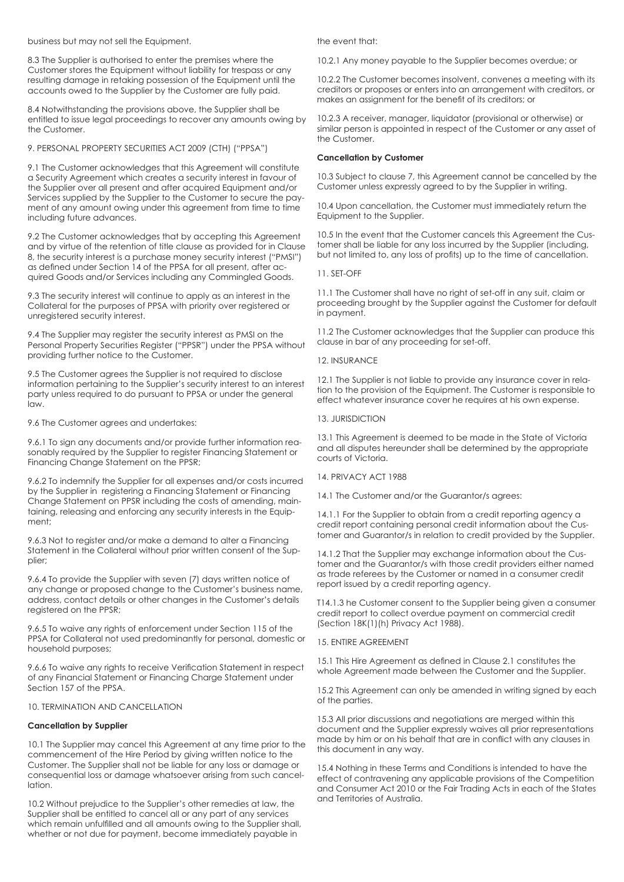business but may not sell the Equipment.

8.3 The Supplier is authorised to enter the premises where the Customer stores the Equipment without liability for trespass or any resulting damage in retaking possession of the Equipment until the accounts owed to the Supplier by the Customer are fully paid.

8.4 Notwithstanding the provisions above, the Supplier shall be entitled to issue legal proceedings to recover any amounts owing by the Customer.

9. PERSONAL PROPERTY SECURITIES ACT 2009 (CTH) ("PPSA")

9.1 The Customer acknowledges that this Agreement will constitute a Security Agreement which creates a security interest in favour of the Supplier over all present and after acquired Equipment and/or Services supplied by the Supplier to the Customer to secure the payment of any amount owing under this agreement from time to time including future advances.

9.2 The Customer acknowledges that by accepting this Agreement and by virtue of the retention of title clause as provided for in Clause 8, the security interest is a purchase money security interest ("PMSI") as defined under Section 14 of the PPSA for all present, after acquired Goods and/or Services including any Commingled Goods.

9.3 The security interest will continue to apply as an interest in the Collateral for the purposes of PPSA with priority over registered or unregistered security interest.

9.4 The Supplier may register the security interest as PMSI on the Personal Property Securities Register ("PPSR") under the PPSA without providing further notice to the Customer.

9.5 The Customer agrees the Supplier is not required to disclose information pertaining to the Supplier's security interest to an interest party unless required to do pursuant to PPSA or under the general law.

9.6 The Customer agrees and undertakes:

9.6.1 To sign any documents and/or provide further information reasonably required by the Supplier to register Financing Statement or Financing Change Statement on the PPSR;

9.6.2 To indemnify the Supplier for all expenses and/or costs incurred by the Supplier in registering a Financing Statement or Financing Change Statement on PPSR including the costs of amending, maintaining, releasing and enforcing any security interests in the Equipment;

9.6.3 Not to register and/or make a demand to alter a Financing Statement in the Collateral without prior written consent of the Supplier;

9.6.4 To provide the Supplier with seven (7) days written notice of any change or proposed change to the Customer's business name, address, contact details or other changes in the Customer's details registered on the PPSR;

9.6.5 To waive any rights of enforcement under Section 115 of the PPSA for Collateral not used predominantly for personal, domestic or household purposes;

9.6.6 To waive any rights to receive Verification Statement in respect of any Financial Statement or Financing Charge Statement under Section 157 of the PPSA.

10. TERMINATION AND CANCELLATION

**Cancellation by Supplier**

10.1 The Supplier may cancel this Agreement at any time prior to the commencement of the Hire Period by giving written notice to the Customer. The Supplier shall not be liable for any loss or damage or consequential loss or damage whatsoever arising from such cancellation.

10.2 Without prejudice to the Supplier's other remedies at law, the Supplier shall be entitled to cancel all or any part of any services which remain unfulfilled and all amounts owing to the Supplier shall, whether or not due for payment, become immediately payable in the event that:

10.2.1 Any money payable to the Supplier becomes overdue; or

10.2.2 The Customer becomes insolvent, convenes a meeting with its creditors or proposes or enters into an arrangement with creditors, or makes an assignment for the benefit of its creditors; or

10.2.3 A receiver, manager, liquidator (provisional or otherwise) or similar person is appointed in respect of the Customer or any asset of the Customer.

**Cancellation by Customer**

10.3 Subject to clause 7, this Agreement cannot be cancelled by the Customer unless expressly agreed to by the Supplier in writing.

10.4 Upon cancellation, the Customer must immediately return the Equipment to the Supplier.

10.5 In the event that the Customer cancels this Agreement the Customer shall be liable for any loss incurred by the Supplier (including, but not limited to, any loss of profits) up to the time of cancellation.

11. SET-OFF

11.1 The Customer shall have no right of set-off in any suit, claim or proceeding brought by the Supplier against the Customer for default in payment.

11.2 The Customer acknowledges that the Supplier can produce this clause in bar of any proceeding for set-off.

12. INSURANCE

12.1 The Supplier is not liable to provide any insurance cover in relation to the provision of the Equipment. The Customer is responsible to effect whatever insurance cover he requires at his own expense.

13. JURISDICTION

13.1 This Agreement is deemed to be made in the State of Victoria and all disputes hereunder shall be determined by the appropriate courts of Victoria.

14. PRIVACY ACT 1988

14.1 The Customer and/or the Guarantor/s agrees:

14.1.1 For the Supplier to obtain from a credit reporting agency a credit report containing personal credit information about the Customer and Guarantor/s in relation to credit provided by the Supplier.

14.1.2 That the Supplier may exchange information about the Customer and the Guarantor/s with those credit providers either named as trade referees by the Customer or named in a consumer credit report issued by a credit reporting agency.

T14.1.3 he Customer consent to the Supplier being given a consumer credit report to collect overdue payment on commercial credit (Section 18K(1)(h) Privacy Act 1988).

15. ENTIRE AGREEMENT

15.1 This Hire Agreement as defined in Clause 2.1 constitutes the whole Agreement made between the Customer and the Supplier.

15.2 This Agreement can only be amended in writing signed by each of the parties.

15.3 All prior discussions and negotiations are merged within this document and the Supplier expressly waives all prior representations made by him or on his behalf that are in conflict with any clauses in this document in any way.

15.4 Nothing in these Terms and Conditions is intended to have the effect of contravening any applicable provisions of the Competition and Consumer Act 2010 or the Fair Trading Acts in each of the States and Territories of Australia.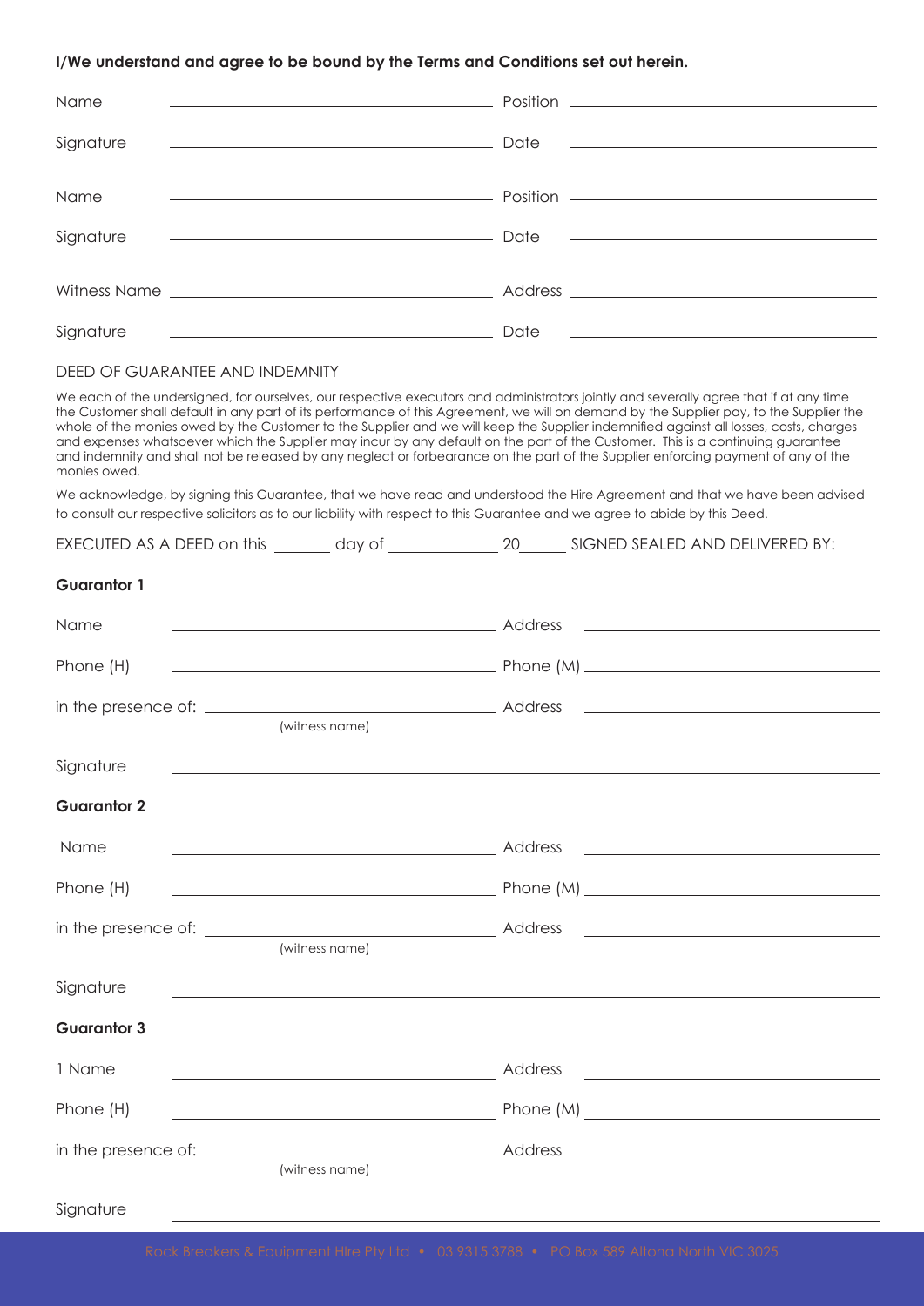**I/We understand and agree to be bound by the Terms and Conditions set out herein.**

Name ______________________ Position ______________________

Signature ______________________ Date ______________________

Name ______________________ Position ______________________

Signature ______________________ Date ______________________

Witness Name ______________________ Address ______________________

Signature ______________________ Date ______________________

DEED OF GUARANTEE AND INDEMNITY

We each of the undersigned, for ourselves, our respective executors and administrators jointly and severally agree that if at any time the Customer shall default in any part of its performance of this Agreement, we will on demand by the Supplier pay, to the Supplier the whole of the monies owed by the Customer to the Supplier and we will keep the Supplier indemnified against all losses, costs, charges and expenses whatsoever which the Supplier may incur by any default on the part of the Customer. This is a continuing guarantee and indemnity and shall not be released by any neglect or forbearance on the part of the Supplier enforcing payment of any of the monies owed.

We acknowledge, by signing this Guarantee, that we have read and understood the Hire Agreement and that we have been advised to consult our respective solicitors as to our liability with respect to this Guarantee and we agree to abide by this Deed.

EXECUTED AS A DEED on this _______ day of _____________ 20_____ SIGNED SEALED AND DELIVERED BY:

**Guarantor 1**

Name ______________________ Address ______________________

Phone (H) ______________________ Phone (M) ______________________

in the presence of: ______________________ Address ______________________
(witness name)

Signature ______________________

**Guarantor 2**

Name ______________________ Address ______________________

Phone (H) ______________________ Phone (M) ______________________

in the presence of: ______________________ Address ______________________
(witness name)

Signature ______________________

**Guarantor 3**

1 Name ______________________ Address ______________________

Phone (H) ______________________ Phone (M) ______________________

in the presence of: ______________________ Address ______________________
(witness name)

Signature ______________________

Rock Breakers & Equipment Hire Pty Ltd • 03 9315 3788 • PO Box 589 Altona North VIC 3025